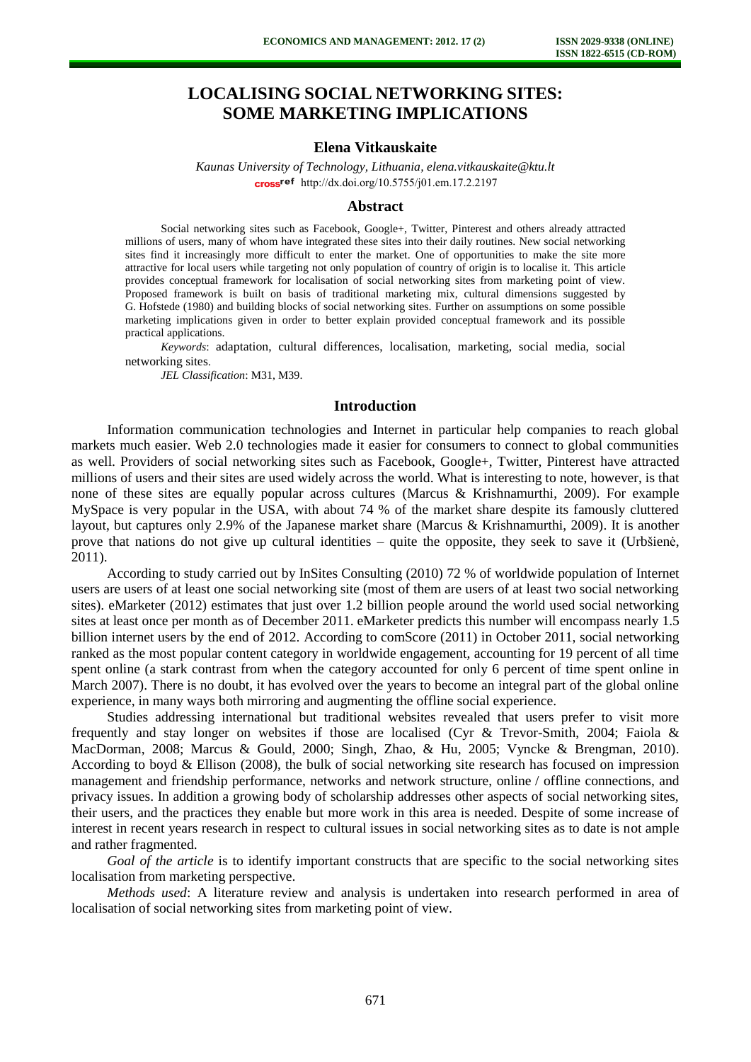# LOCALISING SOCIAL NETWORKING SITES: SOME MARKETING IMPLICATIONS

**Elena Vitkauskaite**

*Kaunas University of Technology, Lithuania, elena.vitkauskaite@ktu.lt*
http://dx.doi.org/10.5755/j01.em.17.2.2197

## Abstract

Social networking sites such as Facebook, Google+, Twitter, Pinterest and others already attracted millions of users, many of whom have integrated these sites into their daily routines. New social networking sites find it increasingly more difficult to enter the market. One of opportunities to make the site more attractive for local users while targeting not only population of country of origin is to localise it. This article provides conceptual framework for localisation of social networking sites from marketing point of view. Proposed framework is built on basis of traditional marketing mix, cultural dimensions suggested by G. Hofstede (1980) and building blocks of social networking sites. Further on assumptions on some possible marketing implications given in order to better explain provided conceptual framework and its possible practical applications.

*Keywords*: adaptation, cultural differences, localisation, marketing, social media, social networking sites.

*JEL Classification*: M31, M39.

## Introduction

Information communication technologies and Internet in particular help companies to reach global markets much easier. Web 2.0 technologies made it easier for consumers to connect to global communities as well. Providers of social networking sites such as Facebook, Google+, Twitter, Pinterest have attracted millions of users and their sites are used widely across the world. What is interesting to note, however, is that none of these sites are equally popular across cultures (Marcus & Krishnamurthi, 2009). For example MySpace is very popular in the USA, with about 74 % of the market share despite its famously cluttered layout, but captures only 2.9% of the Japanese market share (Marcus & Krishnamurthi, 2009). It is another prove that nations do not give up cultural identities – quite the opposite, they seek to save it (Urbšienė, 2011).

According to study carried out by InSites Consulting (2010) 72 % of worldwide population of Internet users are users of at least one social networking site (most of them are users of at least two social networking sites). eMarketer (2012) estimates that just over 1.2 billion people around the world used social networking sites at least once per month as of December 2011. eMarketer predicts this number will encompass nearly 1.5 billion internet users by the end of 2012. According to comScore (2011) in October 2011, social networking ranked as the most popular content category in worldwide engagement, accounting for 19 percent of all time spent online (a stark contrast from when the category accounted for only 6 percent of time spent online in March 2007). There is no doubt, it has evolved over the years to become an integral part of the global online experience, in many ways both mirroring and augmenting the offline social experience.

Studies addressing international but traditional websites revealed that users prefer to visit more frequently and stay longer on websites if those are localised (Cyr & Trevor-Smith, 2004; Faiola & MacDorman, 2008; Marcus & Gould, 2000; Singh, Zhao, & Hu, 2005; Vyncke & Brengman, 2010). According to boyd & Ellison (2008), the bulk of social networking site research has focused on impression management and friendship performance, networks and network structure, online / offline connections, and privacy issues. In addition a growing body of scholarship addresses other aspects of social networking sites, their users, and the practices they enable but more work in this area is needed. Despite of some increase of interest in recent years research in respect to cultural issues in social networking sites as to date is not ample and rather fragmented.

*Goal of the article* is to identify important constructs that are specific to the social networking sites localisation from marketing perspective.

*Methods used*: A literature review and analysis is undertaken into research performed in area of localisation of social networking sites from marketing point of view.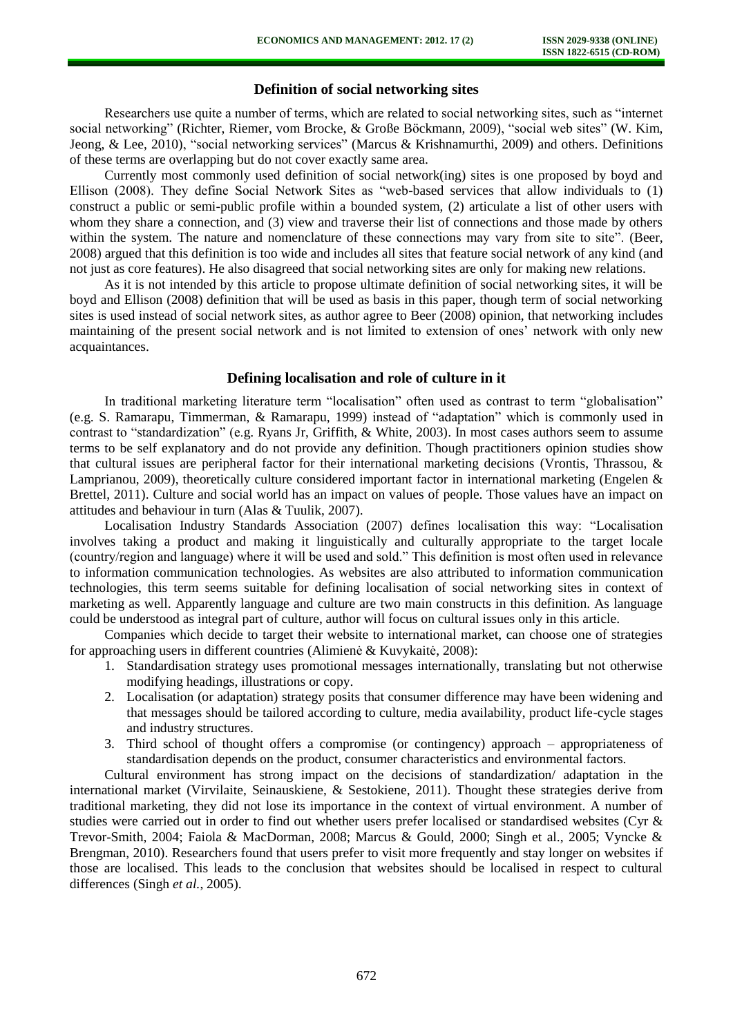## Definition of social networking sites

Researchers use quite a number of terms, which are related to social networking sites, such as "internet social networking" (Richter, Riemer, vom Brocke, & Große Böckmann, 2009), "social web sites" (W. Kim, Jeong, & Lee, 2010), "social networking services" (Marcus & Krishnamurthi, 2009) and others. Definitions of these terms are overlapping but do not cover exactly same area.

Currently most commonly used definition of social network(ing) sites is one proposed by boyd and Ellison (2008). They define Social Network Sites as "web-based services that allow individuals to (1) construct a public or semi-public profile within a bounded system, (2) articulate a list of other users with whom they share a connection, and (3) view and traverse their list of connections and those made by others within the system. The nature and nomenclature of these connections may vary from site to site". (Beer, 2008) argued that this definition is too wide and includes all sites that feature social network of any kind (and not just as core features). He also disagreed that social networking sites are only for making new relations.

As it is not intended by this article to propose ultimate definition of social networking sites, it will be boyd and Ellison (2008) definition that will be used as basis in this paper, though term of social networking sites is used instead of social network sites, as author agree to Beer (2008) opinion, that networking includes maintaining of the present social network and is not limited to extension of ones' network with only new acquaintances.

## Defining localisation and role of culture in it

In traditional marketing literature term "localisation" often used as contrast to term "globalisation" (e.g. S. Ramarapu, Timmerman, & Ramarapu, 1999) instead of "adaptation" which is commonly used in contrast to "standardization" (e.g. Ryans Jr, Griffith, & White, 2003). In most cases authors seem to assume terms to be self explanatory and do not provide any definition. Though practitioners opinion studies show that cultural issues are peripheral factor for their international marketing decisions (Vrontis, Thrassou, & Lamprianou, 2009), theoretically culture considered important factor in international marketing (Engelen & Brettel, 2011). Culture and social world has an impact on values of people. Those values have an impact on attitudes and behaviour in turn (Alas & Tuulik, 2007).

Localisation Industry Standards Association (2007) defines localisation this way: "Localisation involves taking a product and making it linguistically and culturally appropriate to the target locale (country/region and language) where it will be used and sold." This definition is most often used in relevance to information communication technologies. As websites are also attributed to information communication technologies, this term seems suitable for defining localisation of social networking sites in context of marketing as well. Apparently language and culture are two main constructs in this definition. As language could be understood as integral part of culture, author will focus on cultural issues only in this article.

Companies which decide to target their website to international market, can choose one of strategies for approaching users in different countries (Alimienė & Kuvykaitė, 2008):

1. Standardisation strategy uses promotional messages internationally, translating but not otherwise modifying headings, illustrations or copy.
2. Localisation (or adaptation) strategy posits that consumer difference may have been widening and that messages should be tailored according to culture, media availability, product life-cycle stages and industry structures.
3. Third school of thought offers a compromise (or contingency) approach – appropriateness of standardisation depends on the product, consumer characteristics and environmental factors.

Cultural environment has strong impact on the decisions of standardization/ adaptation in the international market (Virvilaite, Seinauskiene, & Sestokiene, 2011). Thought these strategies derive from traditional marketing, they did not lose its importance in the context of virtual environment. A number of studies were carried out in order to find out whether users prefer localised or standardised websites (Cyr & Trevor-Smith, 2004; Faiola & MacDorman, 2008; Marcus & Gould, 2000; Singh et al., 2005; Vyncke & Brengman, 2010). Researchers found that users prefer to visit more frequently and stay longer on websites if those are localised. This leads to the conclusion that websites should be localised in respect to cultural differences (Singh *et al.*, 2005).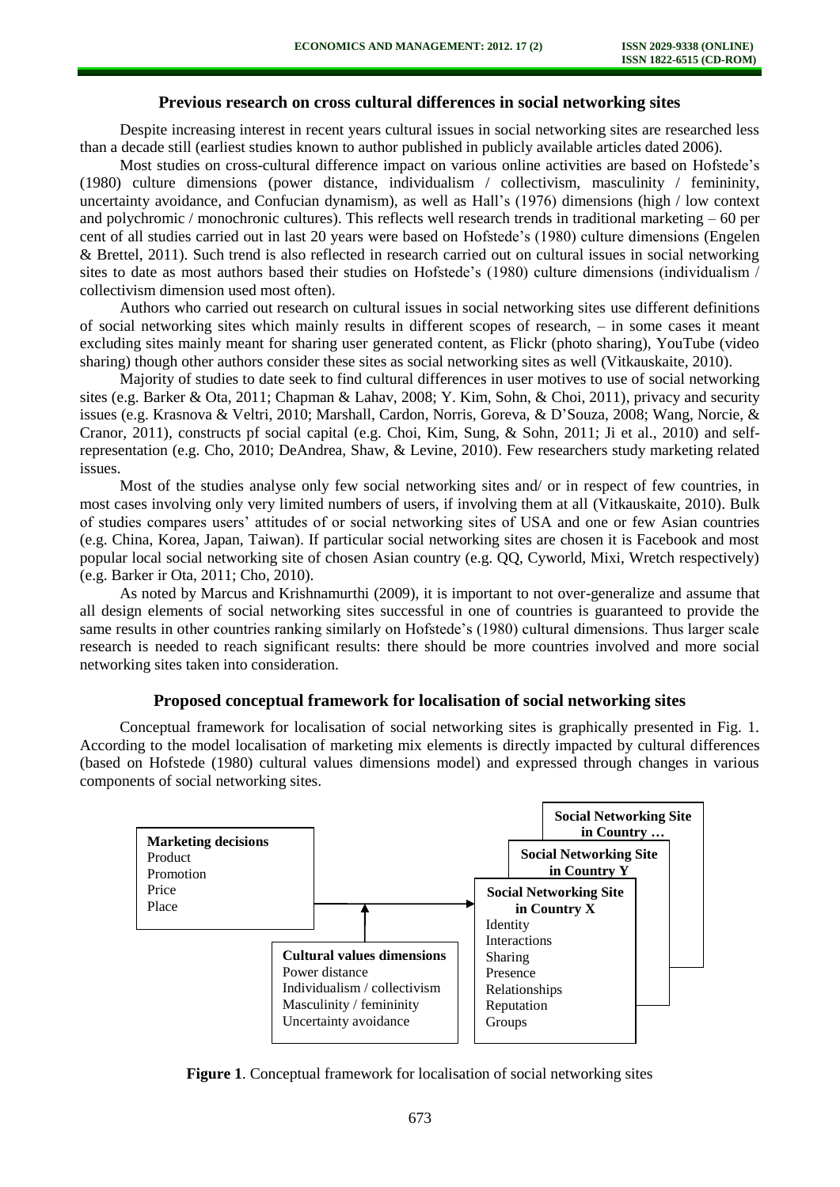## Previous research on cross cultural differences in social networking sites

Despite increasing interest in recent years cultural issues in social networking sites are researched less than a decade still (earliest studies known to author published in publicly available articles dated 2006).

Most studies on cross-cultural difference impact on various online activities are based on Hofstede's (1980) culture dimensions (power distance, individualism / collectivism, masculinity / femininity, uncertainty avoidance, and Confucian dynamism), as well as Hall's (1976) dimensions (high / low context and polychromic / monochronic cultures). This reflects well research trends in traditional marketing – 60 per cent of all studies carried out in last 20 years were based on Hofstede's (1980) culture dimensions (Engelen & Brettel, 2011). Such trend is also reflected in research carried out on cultural issues in social networking sites to date as most authors based their studies on Hofstede's (1980) culture dimensions (individualism / collectivism dimension used most often).

Authors who carried out research on cultural issues in social networking sites use different definitions of social networking sites which mainly results in different scopes of research, – in some cases it meant excluding sites mainly meant for sharing user generated content, as Flickr (photo sharing), YouTube (video sharing) though other authors consider these sites as social networking sites as well (Vitkauskaite, 2010).

Majority of studies to date seek to find cultural differences in user motives to use of social networking sites (e.g. Barker & Ota, 2011; Chapman & Lahav, 2008; Y. Kim, Sohn, & Choi, 2011), privacy and security issues (e.g. Krasnova & Veltri, 2010; Marshall, Cardon, Norris, Goreva, & D'Souza, 2008; Wang, Norcie, & Cranor, 2011), constructs pf social capital (e.g. Choi, Kim, Sung, & Sohn, 2011; Ji et al., 2010) and self-representation (e.g. Cho, 2010; DeAndrea, Shaw, & Levine, 2010). Few researchers study marketing related issues.

Most of the studies analyse only few social networking sites and/ or in respect of few countries, in most cases involving only very limited numbers of users, if involving them at all (Vitkauskaite, 2010). Bulk of studies compares users' attitudes of or social networking sites of USA and one or few Asian countries (e.g. China, Korea, Japan, Taiwan). If particular social networking sites are chosen it is Facebook and most popular local social networking site of chosen Asian country (e.g. QQ, Cyworld, Mixi, Wretch respectively) (e.g. Barker ir Ota, 2011; Cho, 2010).

As noted by Marcus and Krishnamurthi (2009), it is important to not over-generalize and assume that all design elements of social networking sites successful in one of countries is guaranteed to provide the same results in other countries ranking similarly on Hofstede's (1980) cultural dimensions. Thus larger scale research is needed to reach significant results: there should be more countries involved and more social networking sites taken into consideration.

## Proposed conceptual framework for localisation of social networking sites

Conceptual framework for localisation of social networking sites is graphically presented in Fig. 1. According to the model localisation of marketing mix elements is directly impacted by cultural differences (based on Hofstede (1980) cultural values dimensions model) and expressed through changes in various components of social networking sites.

**Marketing decisions**
Product
Promotion
Price
Place

**Cultural values dimensions**
Power distance
Individualism / collectivism
Masculinity / femininity
Uncertainty avoidance

**Social Networking Site in Country …**

**Social Networking Site in Country Y**

**Social Networking Site in Country X**
Identity
Interactions
Sharing
Presence
Relationships
Reputation
Groups

**Figure 1**. Conceptual framework for localisation of social networking sites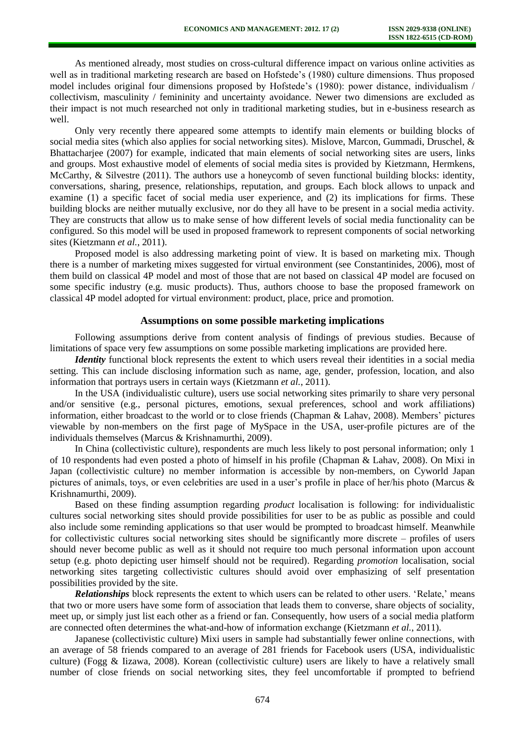As mentioned already, most studies on cross-cultural difference impact on various online activities as well as in traditional marketing research are based on Hofstede's (1980) culture dimensions. Thus proposed model includes original four dimensions proposed by Hofstede's (1980): power distance, individualism / collectivism, masculinity / femininity and uncertainty avoidance. Newer two dimensions are excluded as their impact is not much researched not only in traditional marketing studies, but in e-business research as well.

Only very recently there appeared some attempts to identify main elements or building blocks of social media sites (which also applies for social networking sites). Mislove, Marcon, Gummadi, Druschel, & Bhattacharjee (2007) for example, indicated that main elements of social networking sites are users, links and groups. Most exhaustive model of elements of social media sites is provided by Kietzmann, Hermkens, McCarthy, & Silvestre (2011). The authors use a honeycomb of seven functional building blocks: identity, conversations, sharing, presence, relationships, reputation, and groups. Each block allows to unpack and examine (1) a specific facet of social media user experience, and (2) its implications for firms. These building blocks are neither mutually exclusive, nor do they all have to be present in a social media activity. They are constructs that allow us to make sense of how different levels of social media functionality can be configured. So this model will be used in proposed framework to represent components of social networking sites (Kietzmann *et al.*, 2011).

Proposed model is also addressing marketing point of view. It is based on marketing mix. Though there is a number of marketing mixes suggested for virtual environment (see Constantinides, 2006), most of them build on classical 4P model and most of those that are not based on classical 4P model are focused on some specific industry (e.g. music products). Thus, authors choose to base the proposed framework on classical 4P model adopted for virtual environment: product, place, price and promotion.

## Assumptions on some possible marketing implications

Following assumptions derive from content analysis of findings of previous studies. Because of limitations of space very few assumptions on some possible marketing implications are provided here.

***Identity*** functional block represents the extent to which users reveal their identities in a social media setting. This can include disclosing information such as name, age, gender, profession, location, and also information that portrays users in certain ways (Kietzmann *et al.*, 2011).

In the USA (individualistic culture), users use social networking sites primarily to share very personal and/or sensitive (e.g., personal pictures, emotions, sexual preferences, school and work affiliations) information, either broadcast to the world or to close friends (Chapman & Lahav, 2008). Members' pictures viewable by non-members on the first page of MySpace in the USA, user-profile pictures are of the individuals themselves (Marcus & Krishnamurthi, 2009).

In China (collectivistic culture), respondents are much less likely to post personal information; only 1 of 10 respondents had even posted a photo of himself in his profile (Chapman & Lahav, 2008). On Mixi in Japan (collectivistic culture) no member information is accessible by non-members, on Cyworld Japan pictures of animals, toys, or even celebrities are used in a user's profile in place of her/his photo (Marcus & Krishnamurthi, 2009).

Based on these finding assumption regarding *product* localisation is following: for individualistic cultures social networking sites should provide possibilities for user to be as public as possible and could also include some reminding applications so that user would be prompted to broadcast himself. Meanwhile for collectivistic cultures social networking sites should be significantly more discrete – profiles of users should never become public as well as it should not require too much personal information upon account setup (e.g. photo depicting user himself should not be required). Regarding *promotion* localisation, social networking sites targeting collectivistic cultures should avoid over emphasizing of self presentation possibilities provided by the site.

***Relationships*** block represents the extent to which users can be related to other users. 'Relate,' means that two or more users have some form of association that leads them to converse, share objects of sociality, meet up, or simply just list each other as a friend or fan. Consequently, how users of a social media platform are connected often determines the what-and-how of information exchange (Kietzmann *et al.*, 2011).

Japanese (collectivistic culture) Mixi users in sample had substantially fewer online connections, with an average of 58 friends compared to an average of 281 friends for Facebook users (USA, individualistic culture) (Fogg & Iizawa, 2008). Korean (collectivistic culture) users are likely to have a relatively small number of close friends on social networking sites, they feel uncomfortable if prompted to befriend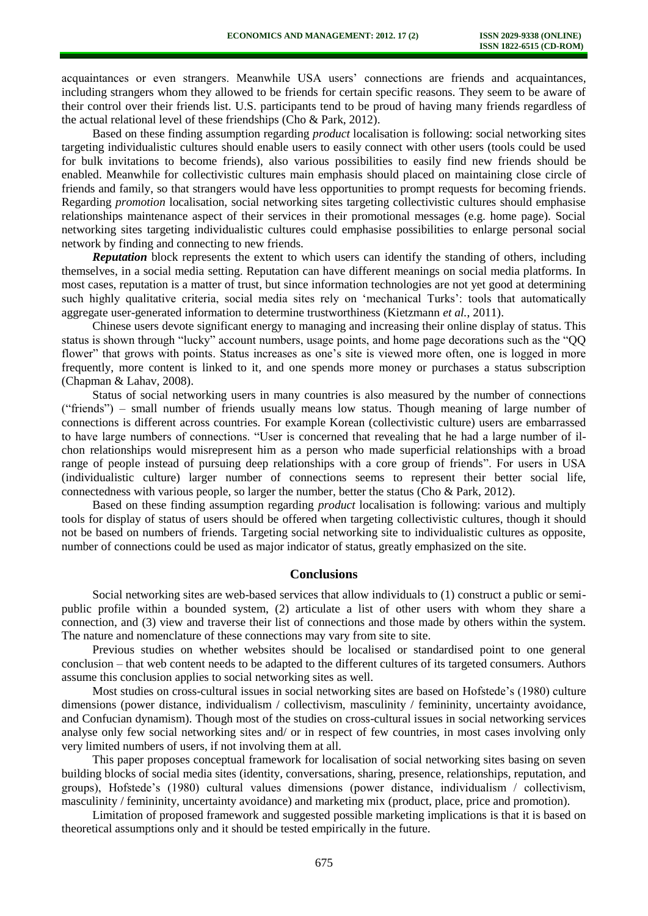acquaintances or even strangers. Meanwhile USA users' connections are friends and acquaintances, including strangers whom they allowed to be friends for certain specific reasons. They seem to be aware of their control over their friends list. U.S. participants tend to be proud of having many friends regardless of the actual relational level of these friendships (Cho & Park, 2012).

Based on these finding assumption regarding *product* localisation is following: social networking sites targeting individualistic cultures should enable users to easily connect with other users (tools could be used for bulk invitations to become friends), also various possibilities to easily find new friends should be enabled. Meanwhile for collectivistic cultures main emphasis should placed on maintaining close circle of friends and family, so that strangers would have less opportunities to prompt requests for becoming friends. Regarding *promotion* localisation, social networking sites targeting collectivistic cultures should emphasise relationships maintenance aspect of their services in their promotional messages (e.g. home page). Social networking sites targeting individualistic cultures could emphasise possibilities to enlarge personal social network by finding and connecting to new friends.

***Reputation*** block represents the extent to which users can identify the standing of others, including themselves, in a social media setting. Reputation can have different meanings on social media platforms. In most cases, reputation is a matter of trust, but since information technologies are not yet good at determining such highly qualitative criteria, social media sites rely on 'mechanical Turks': tools that automatically aggregate user-generated information to determine trustworthiness (Kietzmann *et al.*, 2011).

Chinese users devote significant energy to managing and increasing their online display of status. This status is shown through "lucky" account numbers, usage points, and home page decorations such as the "QQ flower" that grows with points. Status increases as one's site is viewed more often, one is logged in more frequently, more content is linked to it, and one spends more money or purchases a status subscription (Chapman & Lahav, 2008).

Status of social networking users in many countries is also measured by the number of connections ("friends") – small number of friends usually means low status. Though meaning of large number of connections is different across countries. For example Korean (collectivistic culture) users are embarrassed to have large numbers of connections. "User is concerned that revealing that he had a large number of il-chon relationships would misrepresent him as a person who made superficial relationships with a broad range of people instead of pursuing deep relationships with a core group of friends". For users in USA (individualistic culture) larger number of connections seems to represent their better social life, connectedness with various people, so larger the number, better the status (Cho & Park, 2012).

Based on these finding assumption regarding *product* localisation is following: various and multiply tools for display of status of users should be offered when targeting collectivistic cultures, though it should not be based on numbers of friends. Targeting social networking site to individualistic cultures as opposite, number of connections could be used as major indicator of status, greatly emphasized on the site.

## Conclusions

Social networking sites are web-based services that allow individuals to (1) construct a public or semi-public profile within a bounded system, (2) articulate a list of other users with whom they share a connection, and (3) view and traverse their list of connections and those made by others within the system. The nature and nomenclature of these connections may vary from site to site.

Previous studies on whether websites should be localised or standardised point to one general conclusion – that web content needs to be adapted to the different cultures of its targeted consumers. Authors assume this conclusion applies to social networking sites as well.

Most studies on cross-cultural issues in social networking sites are based on Hofstede's (1980) culture dimensions (power distance, individualism / collectivism, masculinity / femininity, uncertainty avoidance, and Confucian dynamism). Though most of the studies on cross-cultural issues in social networking services analyse only few social networking sites and/ or in respect of few countries, in most cases involving only very limited numbers of users, if not involving them at all.

This paper proposes conceptual framework for localisation of social networking sites basing on seven building blocks of social media sites (identity, conversations, sharing, presence, relationships, reputation, and groups), Hofstede's (1980) cultural values dimensions (power distance, individualism / collectivism, masculinity / femininity, uncertainty avoidance) and marketing mix (product, place, price and promotion).

Limitation of proposed framework and suggested possible marketing implications is that it is based on theoretical assumptions only and it should be tested empirically in the future.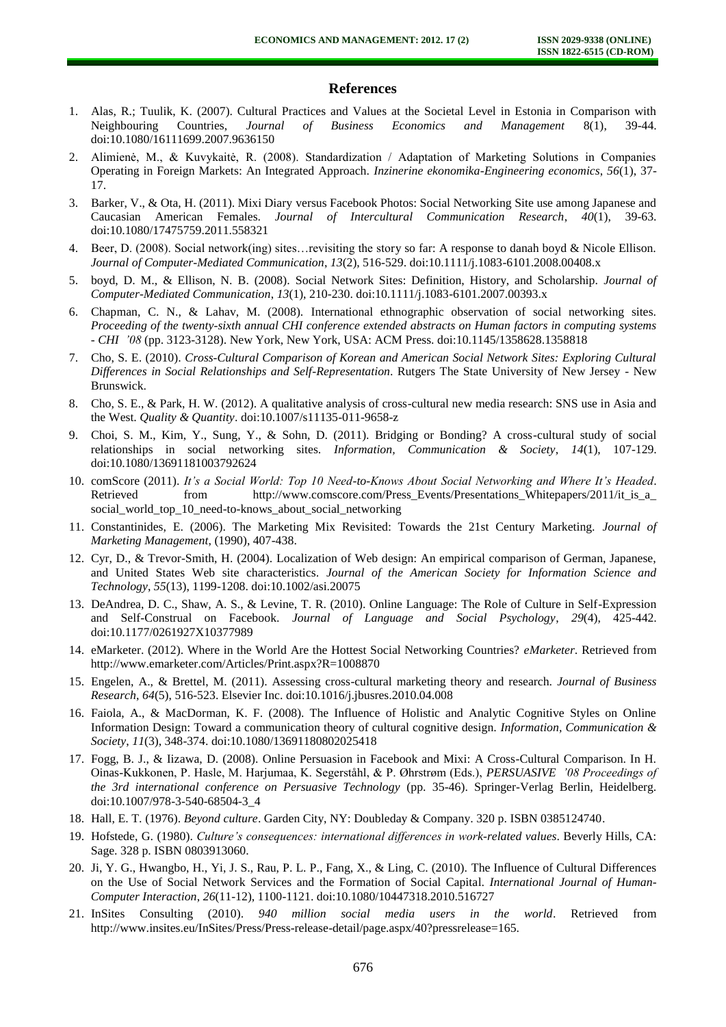## References

1. Alas, R.; Tuulik, K. (2007). Cultural Practices and Values at the Societal Level in Estonia in Comparison with Neighbouring Countries, *Journal of Business Economics and Management* 8(1), 39-44. doi:10.1080/16111699.2007.9636150
2. Alimienė, M., & Kuvykaitė, R. (2008). Standardization / Adaptation of Marketing Solutions in Companies Operating in Foreign Markets: An Integrated Approach. *Inzinerine ekonomika-Engineering economics*, *56*(1), 37-17.
3. Barker, V., & Ota, H. (2011). Mixi Diary versus Facebook Photos: Social Networking Site use among Japanese and Caucasian American Females. *Journal of Intercultural Communication Research*, *40*(1), 39-63. doi:10.1080/17475759.2011.558321
4. Beer, D. (2008). Social network(ing) sites…revisiting the story so far: A response to danah boyd & Nicole Ellison. *Journal of Computer-Mediated Communication*, *13*(2), 516-529. doi:10.1111/j.1083-6101.2008.00408.x
5. boyd, D. M., & Ellison, N. B. (2008). Social Network Sites: Definition, History, and Scholarship. *Journal of Computer-Mediated Communication*, *13*(1), 210-230. doi:10.1111/j.1083-6101.2007.00393.x
6. Chapman, C. N., & Lahav, M. (2008). International ethnographic observation of social networking sites. *Proceeding of the twenty-sixth annual CHI conference extended abstracts on Human factors in computing systems - CHI '08* (pp. 3123-3128). New York, New York, USA: ACM Press. doi:10.1145/1358628.1358818
7. Cho, S. E. (2010). *Cross-Cultural Comparison of Korean and American Social Network Sites: Exploring Cultural Differences in Social Relationships and Self-Representation*. Rutgers The State University of New Jersey - New Brunswick.
8. Cho, S. E., & Park, H. W. (2012). A qualitative analysis of cross-cultural new media research: SNS use in Asia and the West. *Quality & Quantity*. doi:10.1007/s11135-011-9658-z
9. Choi, S. M., Kim, Y., Sung, Y., & Sohn, D. (2011). Bridging or Bonding? A cross-cultural study of social relationships in social networking sites. *Information, Communication & Society*, *14*(1), 107-129. doi:10.1080/13691181003792624
10. comScore (2011). *It's a Social World: Top 10 Need-to-Knows About Social Networking and Where It's Headed*. Retrieved from http://www.comscore.com/Press_Events/Presentations_Whitepapers/2011/it_is_a_social_world_top_10_need-to-knows_about_social_networking
11. Constantinides, E. (2006). The Marketing Mix Revisited: Towards the 21st Century Marketing. *Journal of Marketing Management*, (1990), 407-438.
12. Cyr, D., & Trevor-Smith, H. (2004). Localization of Web design: An empirical comparison of German, Japanese, and United States Web site characteristics. *Journal of the American Society for Information Science and Technology*, *55*(13), 1199-1208. doi:10.1002/asi.20075
13. DeAndrea, D. C., Shaw, A. S., & Levine, T. R. (2010). Online Language: The Role of Culture in Self-Expression and Self-Construal on Facebook. *Journal of Language and Social Psychology*, *29*(4), 425-442. doi:10.1177/0261927X10377989
14. eMarketer. (2012). Where in the World Are the Hottest Social Networking Countries? *eMarketer*. Retrieved from http://www.emarketer.com/Articles/Print.aspx?R=1008870
15. Engelen, A., & Brettel, M. (2011). Assessing cross-cultural marketing theory and research. *Journal of Business Research*, *64*(5), 516-523. Elsevier Inc. doi:10.1016/j.jbusres.2010.04.008
16. Faiola, A., & MacDorman, K. F. (2008). The Influence of Holistic and Analytic Cognitive Styles on Online Information Design: Toward a communication theory of cultural cognitive design. *Information, Communication & Society*, *11*(3), 348-374. doi:10.1080/13691180802025418
17. Fogg, B. J., & Iizawa, D. (2008). Online Persuasion in Facebook and Mixi: A Cross-Cultural Comparison. In H. Oinas-Kukkonen, P. Hasle, M. Harjumaa, K. Segerståhl, & P. Øhrstrøm (Eds.), *PERSUASIVE '08 Proceedings of the 3rd international conference on Persuasive Technology* (pp. 35-46). Springer-Verlag Berlin, Heidelberg. doi:10.1007/978-3-540-68504-3_4
18. Hall, E. T. (1976). *Beyond culture*. Garden City, NY: Doubleday & Company. 320 p. ISBN 0385124740.
19. Hofstede, G. (1980). *Culture's consequences: international differences in work-related values*. Beverly Hills, CA: Sage. 328 p. ISBN 0803913060.
20. Ji, Y. G., Hwangbo, H., Yi, J. S., Rau, P. L. P., Fang, X., & Ling, C. (2010). The Influence of Cultural Differences on the Use of Social Network Services and the Formation of Social Capital. *International Journal of Human-Computer Interaction*, *26*(11-12), 1100-1121. doi:10.1080/10447318.2010.516727
21. InSites Consulting (2010). *940 million social media users in the world*. Retrieved from http://www.insites.eu/InSites/Press/Press-release-detail/page.aspx/40?pressrelease=165.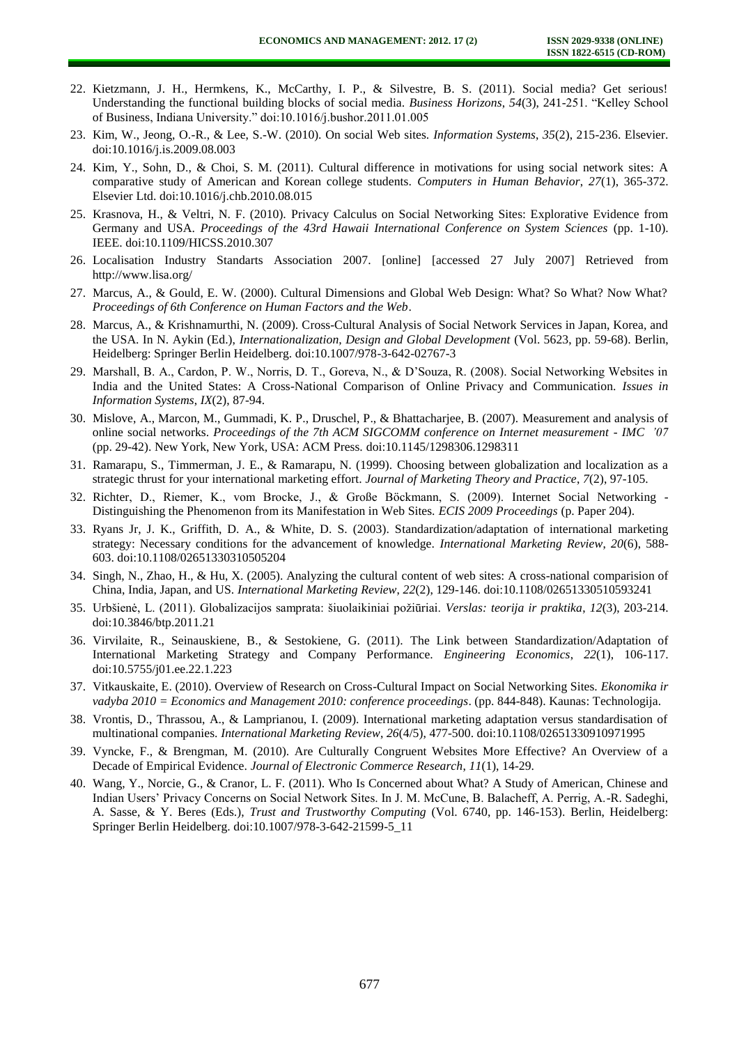22. Kietzmann, J. H., Hermkens, K., McCarthy, I. P., & Silvestre, B. S. (2011). Social media? Get serious! Understanding the functional building blocks of social media. *Business Horizons*, *54*(3), 241-251. "Kelley School of Business, Indiana University." doi:10.1016/j.bushor.2011.01.005
23. Kim, W., Jeong, O.-R., & Lee, S.-W. (2010). On social Web sites. *Information Systems*, *35*(2), 215-236. Elsevier. doi:10.1016/j.is.2009.08.003
24. Kim, Y., Sohn, D., & Choi, S. M. (2011). Cultural difference in motivations for using social network sites: A comparative study of American and Korean college students. *Computers in Human Behavior*, *27*(1), 365-372. Elsevier Ltd. doi:10.1016/j.chb.2010.08.015
25. Krasnova, H., & Veltri, N. F. (2010). Privacy Calculus on Social Networking Sites: Explorative Evidence from Germany and USA. *Proceedings of the 43rd Hawaii International Conference on System Sciences* (pp. 1-10). IEEE. doi:10.1109/HICSS.2010.307
26. Localisation Industry Standarts Association 2007. [online] [accessed 27 July 2007] Retrieved from http://www.lisa.org/
27. Marcus, A., & Gould, E. W. (2000). Cultural Dimensions and Global Web Design: What? So What? Now What? *Proceedings of 6th Conference on Human Factors and the Web*.
28. Marcus, A., & Krishnamurthi, N. (2009). Cross-Cultural Analysis of Social Network Services in Japan, Korea, and the USA. In N. Aykin (Ed.), *Internationalization, Design and Global Development* (Vol. 5623, pp. 59-68). Berlin, Heidelberg: Springer Berlin Heidelberg. doi:10.1007/978-3-642-02767-3
29. Marshall, B. A., Cardon, P. W., Norris, D. T., Goreva, N., & D'Souza, R. (2008). Social Networking Websites in India and the United States: A Cross-National Comparison of Online Privacy and Communication. *Issues in Information Systems*, *IX*(2), 87-94.
30. Mislove, A., Marcon, M., Gummadi, K. P., Druschel, P., & Bhattacharjee, B. (2007). Measurement and analysis of online social networks. *Proceedings of the 7th ACM SIGCOMM conference on Internet measurement - IMC '07* (pp. 29-42). New York, New York, USA: ACM Press. doi:10.1145/1298306.1298311
31. Ramarapu, S., Timmerman, J. E., & Ramarapu, N. (1999). Choosing between globalization and localization as a strategic thrust for your international marketing effort. *Journal of Marketing Theory and Practice*, *7*(2), 97-105.
32. Richter, D., Riemer, K., vom Brocke, J., & Große Böckmann, S. (2009). Internet Social Networking - Distinguishing the Phenomenon from its Manifestation in Web Sites. *ECIS 2009 Proceedings* (p. Paper 204).
33. Ryans Jr, J. K., Griffith, D. A., & White, D. S. (2003). Standardization/adaptation of international marketing strategy: Necessary conditions for the advancement of knowledge. *International Marketing Review*, *20*(6), 588-603. doi:10.1108/02651330310505204
34. Singh, N., Zhao, H., & Hu, X. (2005). Analyzing the cultural content of web sites: A cross-national comparision of China, India, Japan, and US. *International Marketing Review*, *22*(2), 129-146. doi:10.1108/02651330510593241
35. Urbšienė, L. (2011). Globalizacijos samprata: šiuolaikiniai požiūriai. *Verslas: teorija ir praktika*, *12*(3), 203-214. doi:10.3846/btp.2011.21
36. Virvilaite, R., Seinauskiene, B., & Sestokiene, G. (2011). The Link between Standardization/Adaptation of International Marketing Strategy and Company Performance. *Engineering Economics*, *22*(1), 106-117. doi:10.5755/j01.ee.22.1.223
37. Vitkauskaite, E. (2010). Overview of Research on Cross-Cultural Impact on Social Networking Sites. *Ekonomika ir vadyba 2010 = Economics and Management 2010: conference proceedings*. (pp. 844-848). Kaunas: Technologija.
38. Vrontis, D., Thrassou, A., & Lamprianou, I. (2009). International marketing adaptation versus standardisation of multinational companies. *International Marketing Review*, *26*(4/5), 477-500. doi:10.1108/02651330910971995
39. Vyncke, F., & Brengman, M. (2010). Are Culturally Congruent Websites More Effective? An Overview of a Decade of Empirical Evidence. *Journal of Electronic Commerce Research*, *11*(1), 14-29.
40. Wang, Y., Norcie, G., & Cranor, L. F. (2011). Who Is Concerned about What? A Study of American, Chinese and Indian Users' Privacy Concerns on Social Network Sites. In J. M. McCune, B. Balacheff, A. Perrig, A.-R. Sadeghi, A. Sasse, & Y. Beres (Eds.), *Trust and Trustworthy Computing* (Vol. 6740, pp. 146-153). Berlin, Heidelberg: Springer Berlin Heidelberg. doi:10.1007/978-3-642-21599-5_11